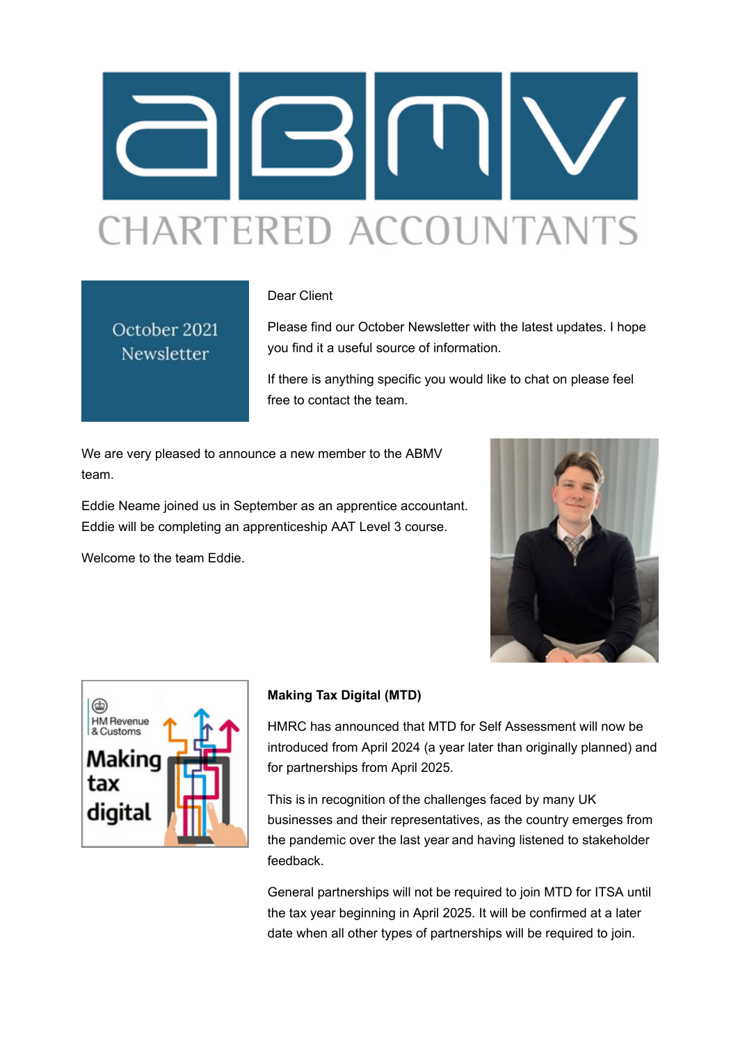# ABMV CHARTERED ACCOUNTANTS

**October 2021 Newsletter**

Dear Client

Please find our October Newsletter with the latest updates. I hope you find it a useful source of information.

If there is anything specific you would like to chat on please feel free to contact the team.

We are very pleased to announce a new member to the ABMV team.

Eddie Neame joined us in September as an apprentice accountant. Eddie will be completing an apprenticeship AAT Level 3 course.

Welcome to the team Eddie.

**Making Tax Digital (MTD)**

HMRC has announced that MTD for Self Assessment will now be introduced from April 2024 (a year later than originally planned) and for partnerships from April 2025.

This is in recognition of the challenges faced by many UK businesses and their representatives, as the country emerges from the pandemic over the last year and having listened to stakeholder feedback.

General partnerships will not be required to join MTD for ITSA until the tax year beginning in April 2025. It will be confirmed at a later date when all other types of partnerships will be required to join.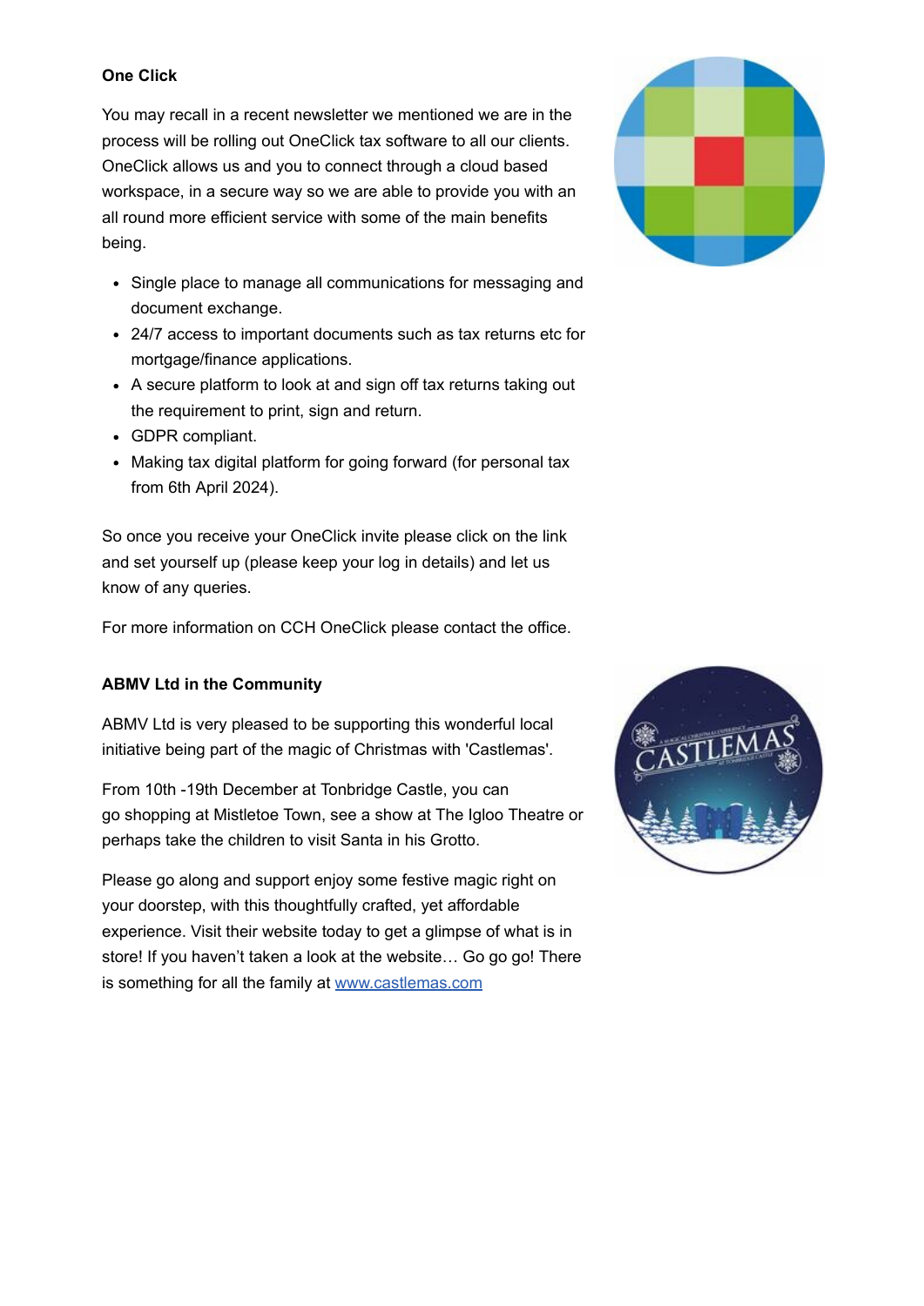**One Click**

You may recall in a recent newsletter we mentioned we are in the process will be rolling out OneClick tax software to all our clients. OneClick allows us and you to connect through a cloud based workspace, in a secure way so we are able to provide you with an all round more efficient service with some of the main benefits being.

- Single place to manage all communications for messaging and document exchange.
- 24/7 access to important documents such as tax returns etc for mortgage/finance applications.
- A secure platform to look at and sign off tax returns taking out the requirement to print, sign and return.
- GDPR compliant.
- Making tax digital platform for going forward (for personal tax from 6th April 2024).

So once you receive your OneClick invite please click on the link and set yourself up (please keep your log in details) and let us know of any queries.

For more information on CCH OneClick please contact the office.

**ABMV Ltd in the Community**

ABMV Ltd is very pleased to be supporting this wonderful local initiative being part of the magic of Christmas with 'Castlemas'.

From 10th -19th December at Tonbridge Castle, you can go shopping at Mistletoe Town, see a show at The Igloo Theatre or perhaps take the children to visit Santa in his Grotto.

Please go along and support enjoy some festive magic right on your doorstep, with this thoughtfully crafted, yet affordable experience. Visit their website today to get a glimpse of what is in store! If you haven't taken a look at the website… Go go go! There is something for all the family at [www.castlemas.com](www.castlemas.com)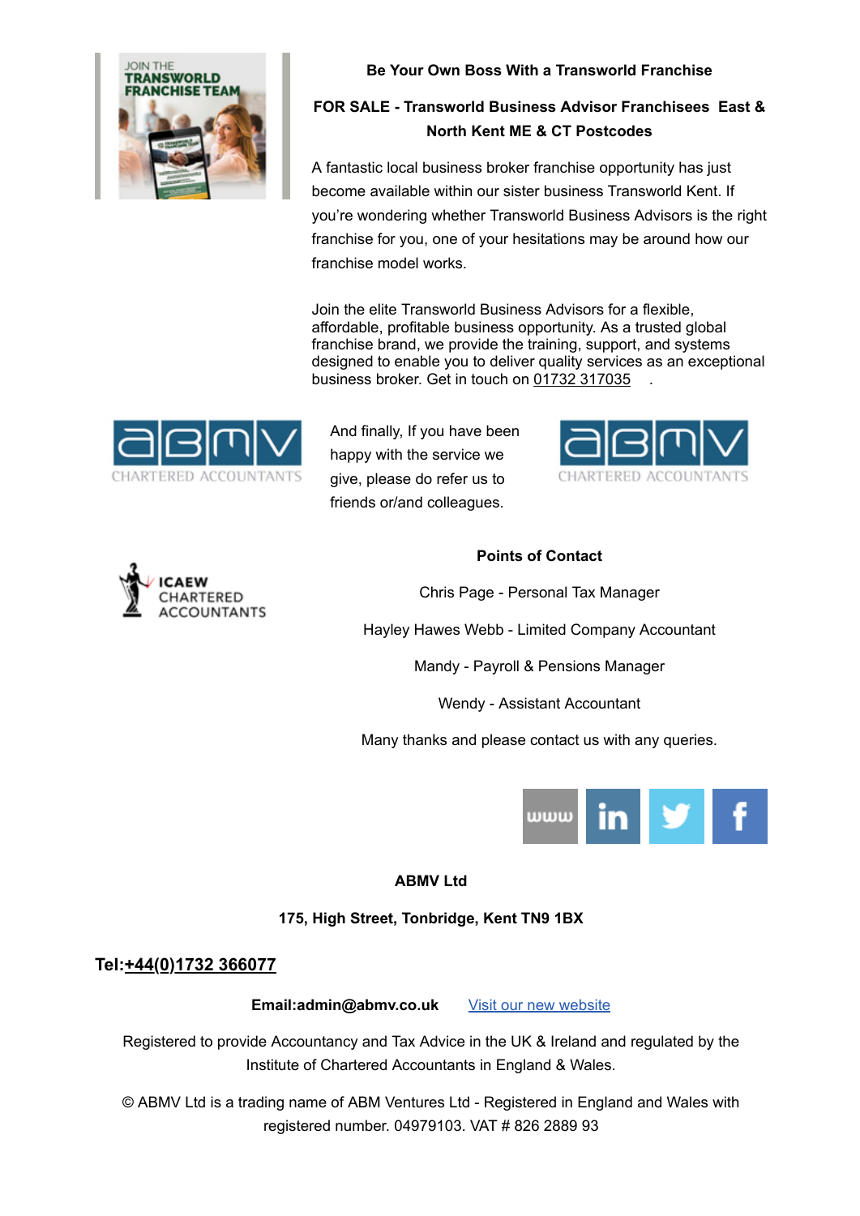**Be Your Own Boss With a Transworld Franchise**

**FOR SALE - Transworld Business Advisor Franchisees East & North Kent ME & CT Postcodes**

A fantastic local business broker franchise opportunity has just become available within our sister business Transworld Kent. If you're wondering whether Transworld Business Advisors is the right franchise for you, one of your hesitations may be around how our franchise model works.

Join the elite Transworld Business Advisors for a flexible, affordable, profitable business opportunity. As a trusted global franchise brand, we provide the training, support, and systems designed to enable you to deliver quality services as an exceptional business broker. Get in touch on 01732 317035 .

And finally, If you have been happy with the service we give, please do refer us to friends or/and colleagues.

**Points of Contact**

Chris Page - Personal Tax Manager

Hayley Hawes Webb - Limited Company Accountant

Mandy - Payroll & Pensions Manager

Wendy - Assistant Accountant

Many thanks and please contact us with any queries.

**ABMV Ltd**

**175, High Street, Tonbridge, Kent TN9 1BX**

**Tel:+44(0)1732 366077**

**Email:admin@abmv.co.uk** Visit our new website

Registered to provide Accountancy and Tax Advice in the UK & Ireland and regulated by the Institute of Chartered Accountants in England & Wales.

© ABMV Ltd is a trading name of ABM Ventures Ltd - Registered in England and Wales with registered number. 04979103. VAT # 826 2889 93